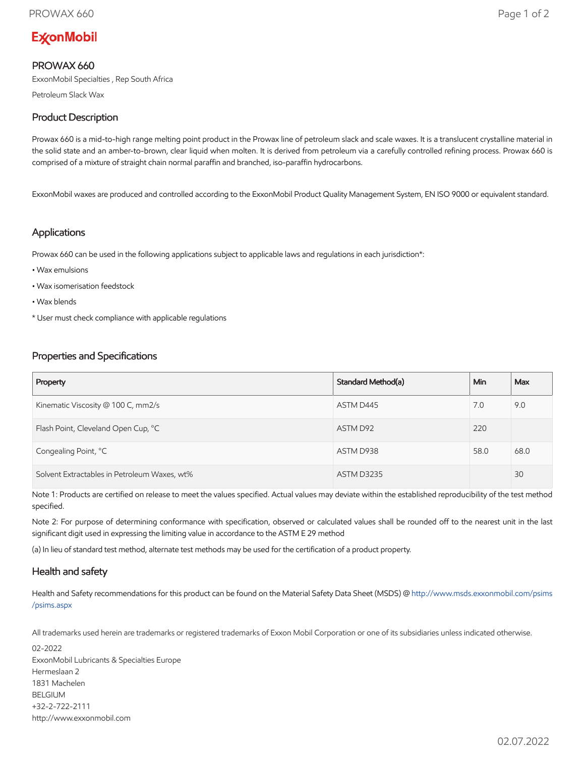ExxonMobil

# PROWAX 660

ExxonMobil Specialties , Rep South Africa

Petroleum Slack Wax

## Product Description

Prowax 660 is a mid-to-high range melting point product in the Prowax line of petroleum slack and scale waxes. It is a translucent crystalline material in the solid state and an amber-to-brown, clear liquid when molten. It is derived from petroleum via a carefully controlled refining process. Prowax 660 is comprised of a mixture of straight chain normal paraffin and branched, iso-paraffin hydrocarbons.

ExxonMobil waxes are produced and controlled according to the ExxonMobil Product Quality Management System, EN ISO 9000 or equivalent standard.

## Applications

Prowax 660 can be used in the following applications subject to applicable laws and regulations in each jurisdiction*:

- Wax emulsions
- Wax isomerisation feedstock
- Wax blends

* User must check compliance with applicable regulations

## Properties and Specifications

| Property | Standard Method(a) | Min | Max |
| --- | --- | --- | --- |
| Kinematic Viscosity @ 100 C, mm2/s | ASTM D445 | 7.0 | 9.0 |
| Flash Point, Cleveland Open Cup, °C | ASTM D92 | 220 | |
| Congealing Point, °C | ASTM D938 | 58.0 | 68.0 |
| Solvent Extractables in Petroleum Waxes, wt% | ASTM D3235 | | 30 |

Note 1: Products are certified on release to meet the values specified. Actual values may deviate within the established reproducibility of the test method specified.

Note 2: For purpose of determining conformance with specification, observed or calculated values shall be rounded off to the nearest unit in the last significant digit used in expressing the limiting value in accordance to the ASTM E 29 method

(a) In lieu of standard test method, alternate test methods may be used for the certification of a product property.

## Health and safety

Health and Safety recommendations for this product can be found on the Material Safety Data Sheet (MSDS) @ http://www.msds.exxonmobil.com/psims/psims.aspx

All trademarks used herein are trademarks or registered trademarks of Exxon Mobil Corporation or one of its subsidiaries unless indicated otherwise.

02-2022
ExxonMobil Lubricants & Specialties Europe
Hermeslaan 2
1831 Machelen
BELGIUM
+32-2-722-2111
http://www.exxonmobil.com

02.07.2022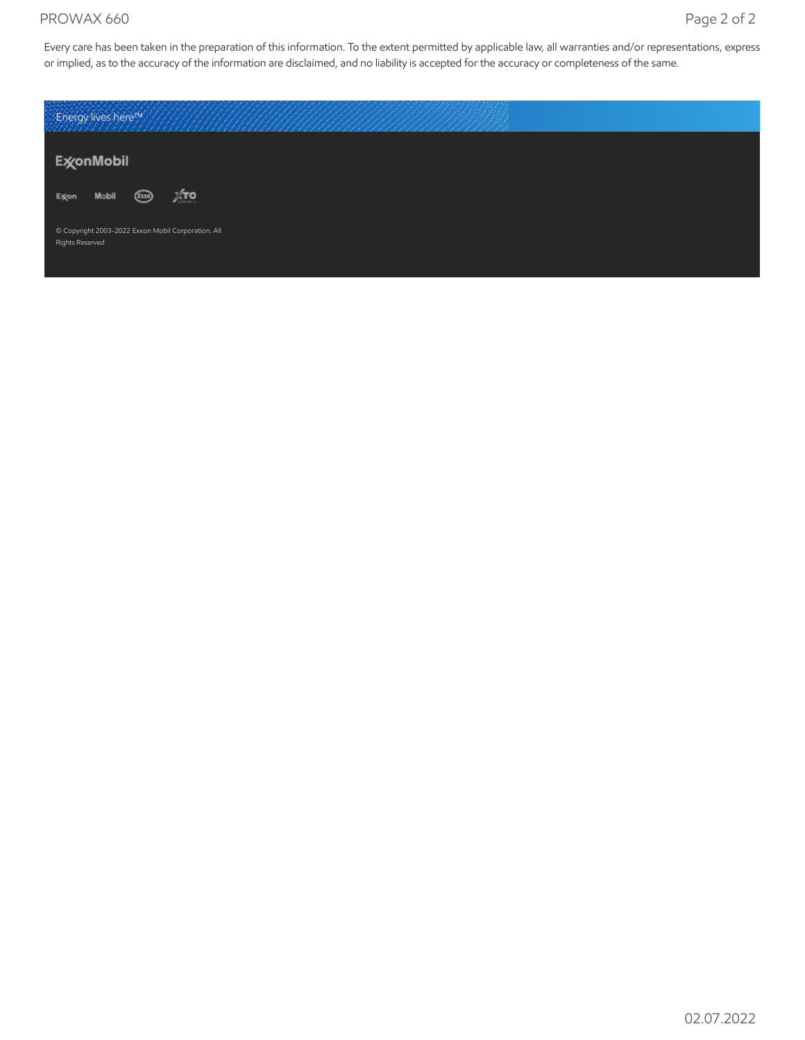Every care has been taken in the preparation of this information. To the extent permitted by applicable law, all warranties and/or representations, express or implied, as to the accuracy of the information are disclaimed, and no liability is accepted for the accuracy or completeness of the same.

Energy lives here™

ExxonMobil

Exxon Mobil Esso XTO

© Copyright 2003-2022 Exxon Mobil Corporation. All Rights Reserved

02.07.2022